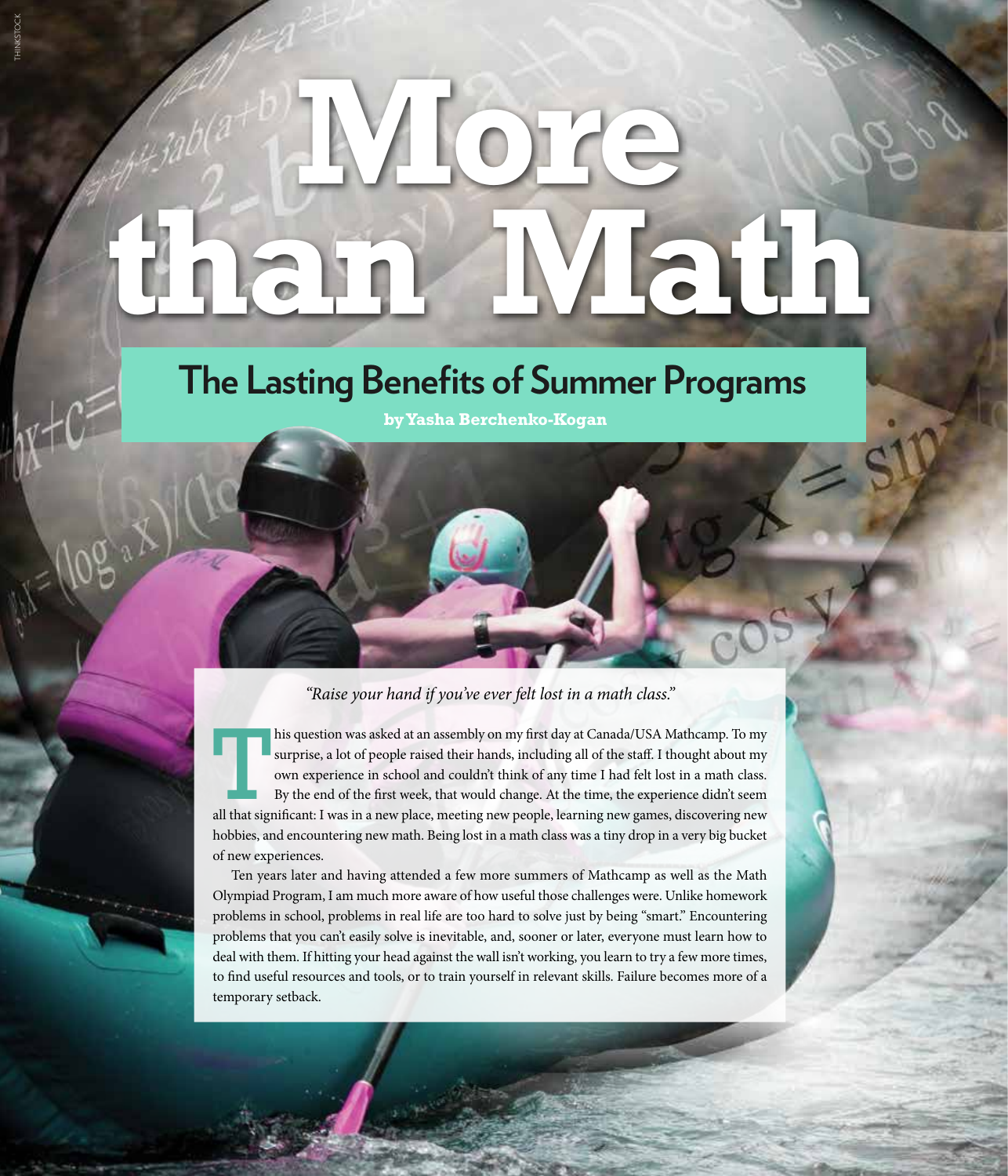# More than Math

## The Lasting Benefits of Summer Programs

**by Yasha Berchenko-Kogan**

*"Raise your hand if you've ever felt lost in a math class."*

This question was asked at an assembly on my first day at Canada/USA Mathcamp. To my surprise, a lot of people raised their hands, including all of the staff. I thought about my own experience in school and couldn't think of any time I had felt lost in a math class. By the end of the first week, that would change. At the time, the experience didn't seem all that significant: I was in a new place, meeting new people, learning new games, discovering new hobbies, and encountering new math. Being lost in a math class was a tiny drop in a very big bucket of new experiences.

Ten years later and having attended a few more summers of Mathcamp as well as the Math Olympiad Program, I am much more aware of how useful those challenges were. Unlike homework problems in school, problems in real life are too hard to solve just by being "smart." Encountering problems that you can't easily solve is inevitable, and, sooner or later, everyone must learn how to deal with them. If hitting your head against the wall isn't working, you learn to try a few more times, to find useful resources and tools, or to train yourself in relevant skills. Failure becomes more of a temporary setback.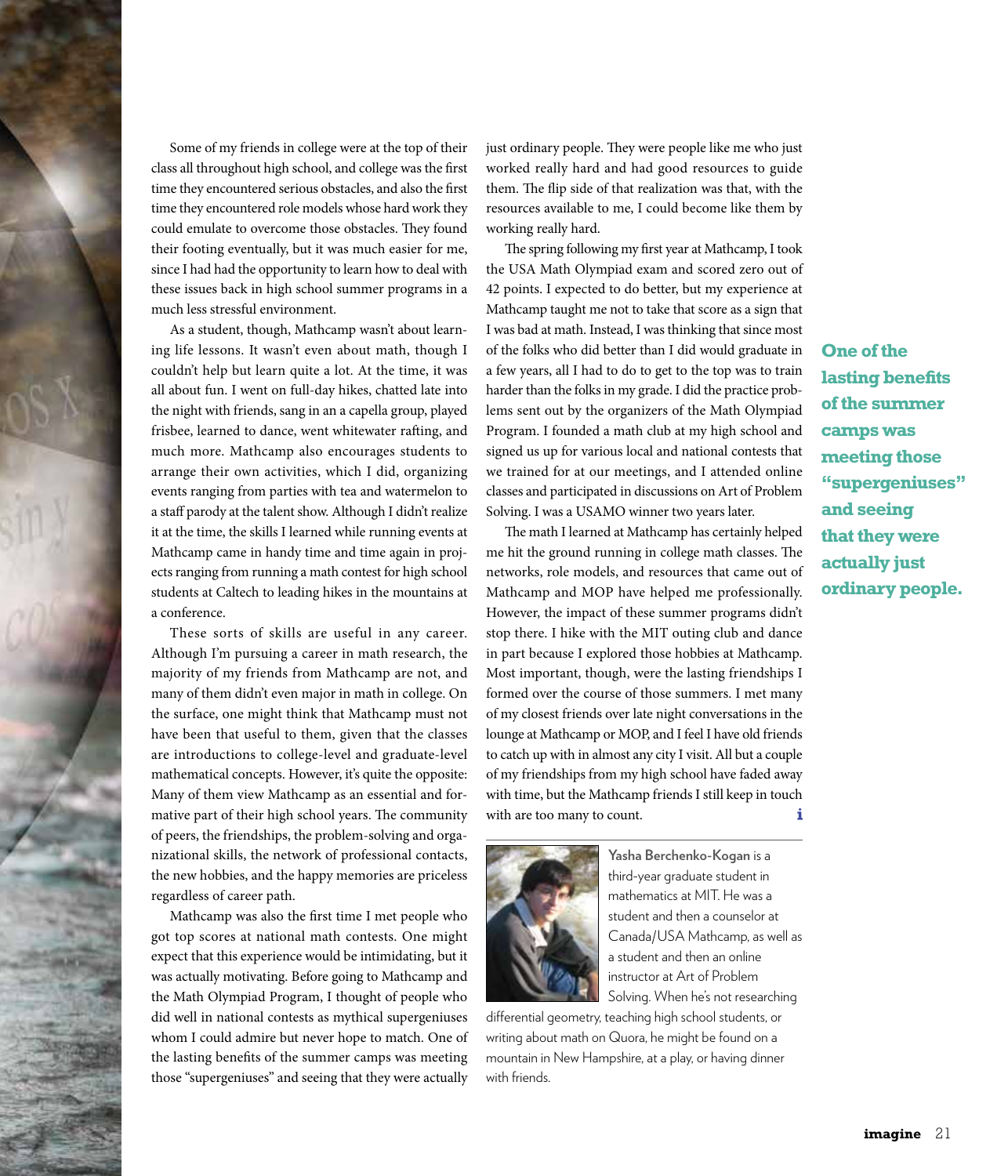Some of my friends in college were at the top of their class all throughout high school, and college was the first time they encountered serious obstacles, and also the first time they encountered role models whose hard work they could emulate to overcome those obstacles. They found their footing eventually, but it was much easier for me, since I had had the opportunity to learn how to deal with these issues back in high school summer programs in a much less stressful environment.

As a student, though, Mathcamp wasn't about learning life lessons. It wasn't even about math, though I couldn't help but learn quite a lot. At the time, it was all about fun. I went on full-day hikes, chatted late into the night with friends, sang in an a capella group, played frisbee, learned to dance, went whitewater rafting, and much more. Mathcamp also encourages students to arrange their own activities, which I did, organizing events ranging from parties with tea and watermelon to a staff parody at the talent show. Although I didn't realize it at the time, the skills I learned while running events at Mathcamp came in handy time and time again in projects ranging from running a math contest for high school students at Caltech to leading hikes in the mountains at a conference.

These sorts of skills are useful in any career. Although I'm pursuing a career in math research, the majority of my friends from Mathcamp are not, and many of them didn't even major in math in college. On the surface, one might think that Mathcamp must not have been that useful to them, given that the classes are introductions to college-level and graduate-level mathematical concepts. However, it's quite the opposite: Many of them view Mathcamp as an essential and formative part of their high school years. The community of peers, the friendships, the problem-solving and organizational skills, the network of professional contacts, the new hobbies, and the happy memories are priceless regardless of career path.

Mathcamp was also the first time I met people who got top scores at national math contests. One might expect that this experience would be intimidating, but it was actually motivating. Before going to Mathcamp and the Math Olympiad Program, I thought of people who did well in national contests as mythical supergeniuses whom I could admire but never hope to match. One of the lasting benefits of the summer camps was meeting those "supergeniuses" and seeing that they were actually just ordinary people. They were people like me who just worked really hard and had good resources to guide them. The flip side of that realization was that, with the resources available to me, I could become like them by working really hard.

The spring following my first year at Mathcamp, I took the USA Math Olympiad exam and scored zero out of 42 points. I expected to do better, but my experience at Mathcamp taught me not to take that score as a sign that I was bad at math. Instead, I was thinking that since most of the folks who did better than I did would graduate in a few years, all I had to do to get to the top was to train harder than the folks in my grade. I did the practice problems sent out by the organizers of the Math Olympiad Program. I founded a math club at my high school and signed us up for various local and national contests that we trained for at our meetings, and I attended online classes and participated in discussions on Art of Problem Solving. I was a USAMO winner two years later.

The math I learned at Mathcamp has certainly helped me hit the ground running in college math classes. The networks, role models, and resources that came out of Mathcamp and MOP have helped me professionally. However, the impact of these summer programs didn't stop there. I hike with the MIT outing club and dance in part because I explored those hobbies at Mathcamp. Most important, though, were the lasting friendships I formed over the course of those summers. I met many of my closest friends over late night conversations in the lounge at Mathcamp or MOP, and I feel I have old friends to catch up with in almost any city I visit. All but a couple of my friendships from my high school have faded away with time, but the Mathcamp friends I still keep in touch with are too many to count.

**One of the lasting benefits of the summer camps was meeting those "supergeniuses" and seeing that they were actually just ordinary people.**

**Yasha Berchenko-Kogan** is a third-year graduate student in mathematics at MIT. He was a student and then a counselor at Canada/USA Mathcamp, as well as a student and then an online instructor at Art of Problem Solving. When he's not researching differential geometry, teaching high school students, or writing about math on Quora, he might be found on a mountain in New Hampshire, at a play, or having dinner with friends.